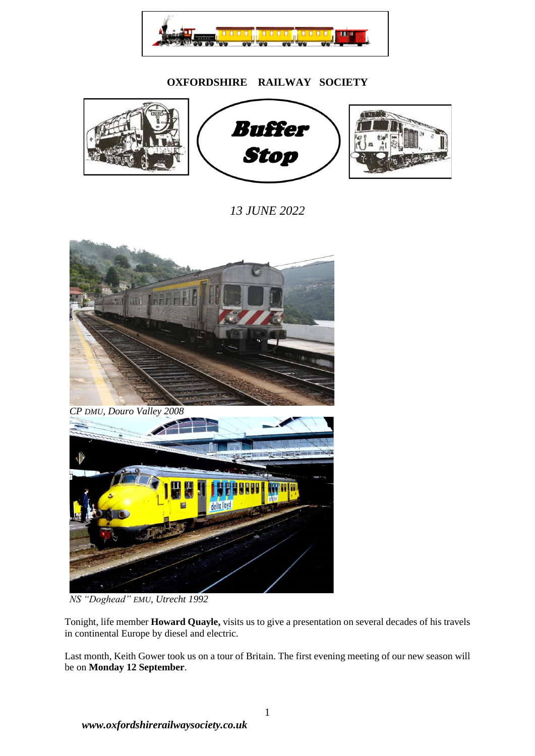**OXFORDSHIRE RAILWAY SOCIETY**

# Buffer Stop

*13 JUNE 2022*

*CP DMU, Douro Valley 2008*

*NS "Doghead" EMU, Utrecht 1992*

Tonight, life member **Howard Quayle,** visits us to give a presentation on several decades of his travels in continental Europe by diesel and electric.

Last month, Keith Gower took us on a tour of Britain. The first evening meeting of our new season will be on **Monday 12 September**.

***www.oxfordshirerailwaysociety.co.uk***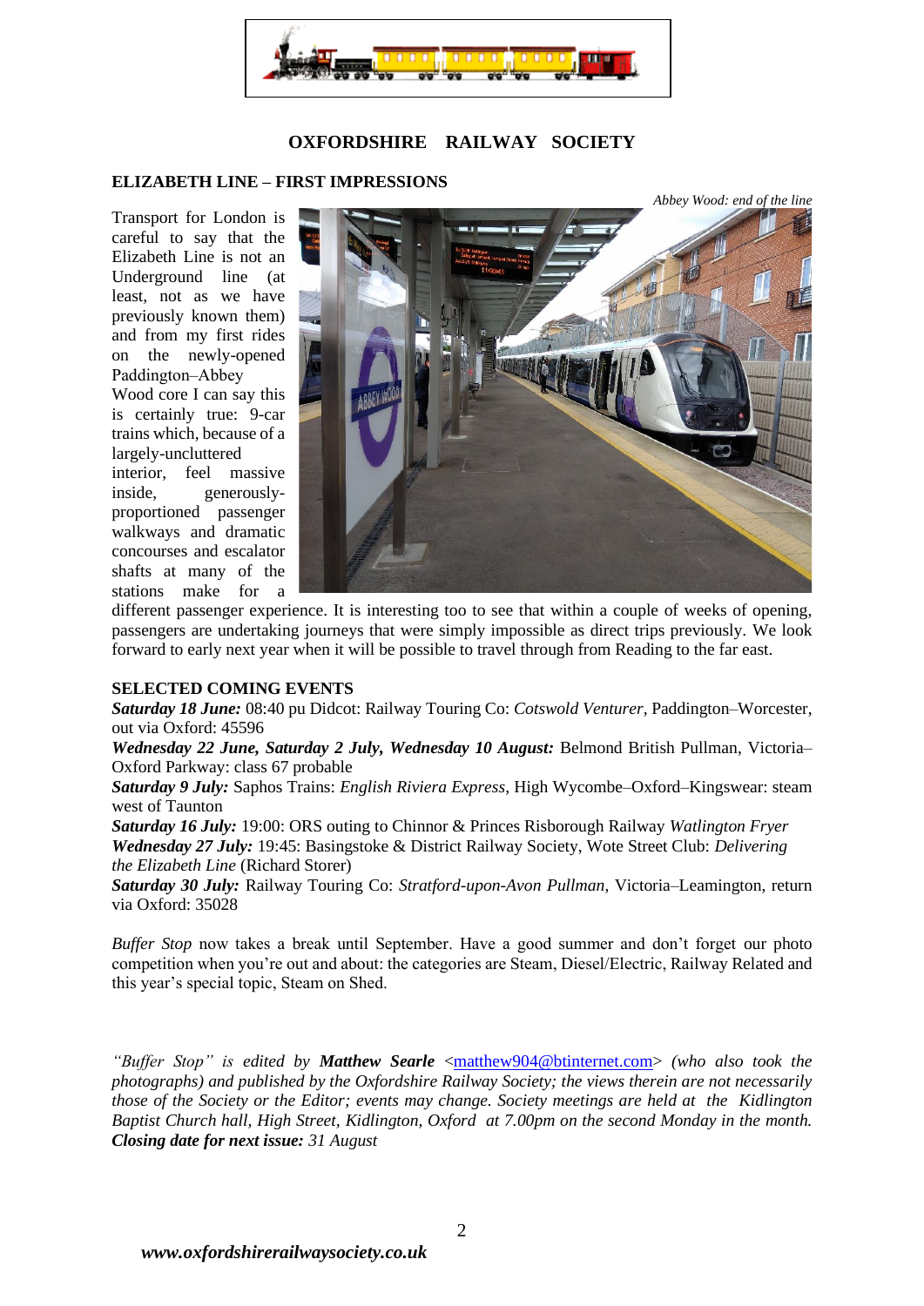# OXFORDSHIRE RAILWAY SOCIETY

## ELIZABETH LINE – FIRST IMPRESSIONS

*Abbey Wood: end of the line*

Transport for London is careful to say that the Elizabeth Line is not an Underground line (at least, not as we have previously known them) and from my first rides on the newly-opened Paddington–Abbey Wood core I can say this is certainly true: 9-car trains which, because of a largely-uncluttered interior, feel massive inside, generously-proportioned passenger walkways and dramatic concourses and escalator shafts at many of the stations make for a different passenger experience. It is interesting too to see that within a couple of weeks of opening, passengers are undertaking journeys that were simply impossible as direct trips previously. We look forward to early next year when it will be possible to travel through from Reading to the far east.

## SELECTED COMING EVENTS

***Saturday 18 June:*** 08:40 pu Didcot: Railway Touring Co: *Cotswold Venturer*, Paddington–Worcester, out via Oxford: 45596

***Wednesday 22 June, Saturday 2 July, Wednesday 10 August:*** Belmond British Pullman, Victoria–Oxford Parkway: class 67 probable

***Saturday 9 July:*** Saphos Trains: *English Riviera Express*, High Wycombe–Oxford–Kingswear: steam west of Taunton

***Saturday 16 July:*** 19:00: ORS outing to Chinnor & Princes Risborough Railway *Watlington Fryer*

***Wednesday 27 July:*** 19:45: Basingstoke & District Railway Society, Wote Street Club: *Delivering the Elizabeth Line* (Richard Storer)

***Saturday 30 July:*** Railway Touring Co: *Stratford-upon-Avon Pullman*, Victoria–Leamington, return via Oxford: 35028

*Buffer Stop* now takes a break until September. Have a good summer and don't forget our photo competition when you're out and about: the categories are Steam, Diesel/Electric, Railway Related and this year's special topic, Steam on Shed.

*"Buffer Stop" is edited by **Matthew Searle*** <matthew904@btinternet.com> *(who also took the photographs) and published by the Oxfordshire Railway Society; the views therein are not necessarily those of the Society or the Editor; events may change. Society meetings are held at the Kidlington Baptist Church hall, High Street, Kidlington, Oxford at 7.00pm on the second Monday in the month.*
***Closing date for next issue:*** *31 August*

***www.oxfordshirerailwaysociety.co.uk***